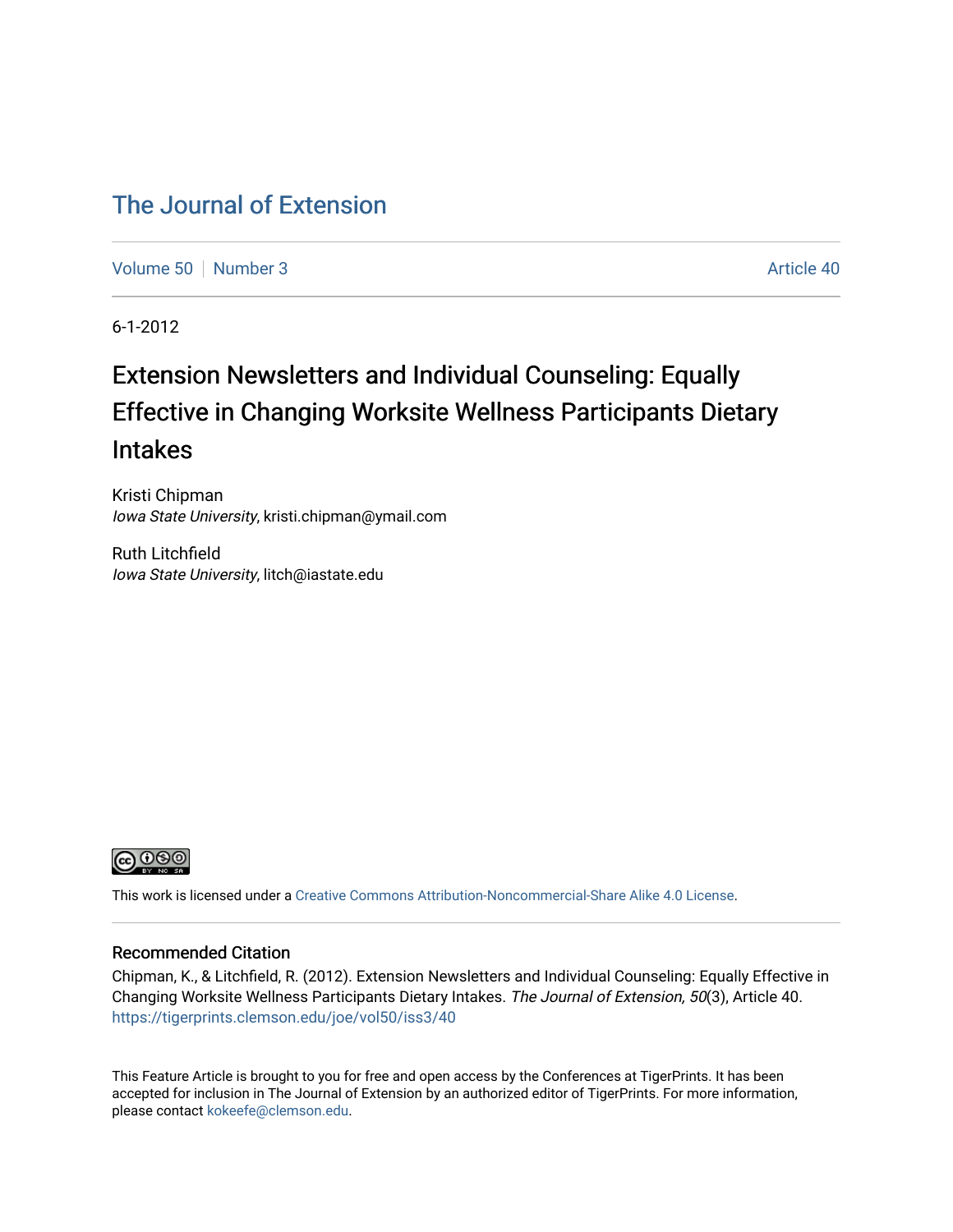# The Journal of Extension

Volume 50 | Number 3 | Article 40

6-1-2012

## Extension Newsletters and Individual Counseling: Equally Effective in Changing Worksite Wellness Participants Dietary Intakes

Kristi Chipman
*Iowa State University*, kristi.chipman@ymail.com

Ruth Litchfield
*Iowa State University*, litch@iastate.edu

This work is licensed under a Creative Commons Attribution-Noncommercial-Share Alike 4.0 License.

### Recommended Citation

Chipman, K., & Litchfield, R. (2012). Extension Newsletters and Individual Counseling: Equally Effective in Changing Worksite Wellness Participants Dietary Intakes. *The Journal of Extension, 50*(3), Article 40. https://tigerprints.clemson.edu/joe/vol50/iss3/40

This Feature Article is brought to you for free and open access by the Conferences at TigerPrints. It has been accepted for inclusion in The Journal of Extension by an authorized editor of TigerPrints. For more information, please contact kokeefe@clemson.edu.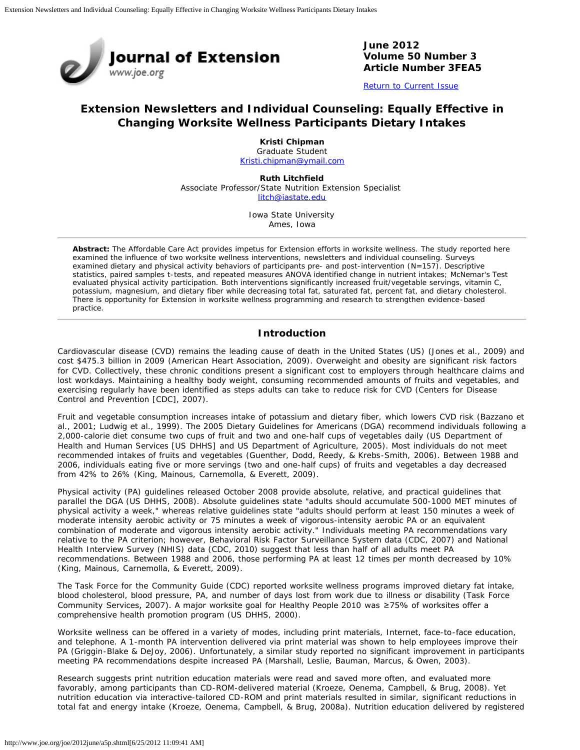June 2012
Volume 50 Number 3
Article Number 3FEA5

Return to Current Issue

# Extension Newsletters and Individual Counseling: Equally Effective in Changing Worksite Wellness Participants Dietary Intakes

**Kristi Chipman**
Graduate Student
Kristi.chipman@ymail.com

**Ruth Litchfield**
Associate Professor/State Nutrition Extension Specialist
litch@iastate.edu

Iowa State University
Ames, Iowa

**Abstract:** The Affordable Care Act provides impetus for Extension efforts in worksite wellness. The study reported here examined the influence of two worksite wellness interventions, newsletters and individual counseling. Surveys examined dietary and physical activity behaviors of participants pre- and post-intervention (N=157). Descriptive statistics, paired samples t-tests, and repeated measures ANOVA identified change in nutrient intakes; McNemar's Test evaluated physical activity participation. Both interventions significantly increased fruit/vegetable servings, vitamin C, potassium, magnesium, and dietary fiber while decreasing total fat, saturated fat, percent fat, and dietary cholesterol. There is opportunity for Extension in worksite wellness programming and research to strengthen evidence-based practice.

## Introduction

Cardiovascular disease (CVD) remains the leading cause of death in the United States (US) (Jones et al., 2009) and cost $475.3 billion in 2009 (American Heart Association, 2009). Overweight and obesity are significant risk factors for CVD. Collectively, these chronic conditions present a significant cost to employers through healthcare claims and lost workdays. Maintaining a healthy body weight, consuming recommended amounts of fruits and vegetables, and exercising regularly have been identified as steps adults can take to reduce risk for CVD (Centers for Disease Control and Prevention [CDC], 2007).

Fruit and vegetable consumption increases intake of potassium and dietary fiber, which lowers CVD risk (Bazzano et al., 2001; Ludwig et al., 1999). The 2005 Dietary Guidelines for Americans (DGA) recommend individuals following a 2,000-calorie diet consume two cups of fruit and two and one-half cups of vegetables daily (US Department of Health and Human Services [US DHHS] and US Department of Agriculture, 2005). Most individuals do not meet recommended intakes of fruits and vegetables (Guenther, Dodd, Reedy, & Krebs-Smith, 2006). Between 1988 and 2006, individuals eating five or more servings (two and one-half cups) of fruits and vegetables a day decreased from 42% to 26% (King, Mainous, Carnemolla, & Everett, 2009).

Physical activity (PA) guidelines released October 2008 provide absolute, relative, and practical guidelines that parallel the DGA (US DHHS, 2008). Absolute guidelines state "adults should accumulate 500-1000 MET minutes of physical activity a week," whereas relative guidelines state "adults should perform at least 150 minutes a week of moderate intensity aerobic activity or 75 minutes a week of vigorous-intensity aerobic PA or an equivalent combination of moderate and vigorous intensity aerobic activity." Individuals meeting PA recommendations vary relative to the PA criterion; however, Behavioral Risk Factor Surveillance System data (CDC, 2007) and National Health Interview Survey (NHIS) data (CDC, 2010) suggest that less than half of all adults meet PA recommendations. Between 1988 and 2006, those performing PA at least 12 times per month decreased by 10% (King, Mainous, Carnemolla, & Everett, 2009).

The Task Force for the Community Guide (CDC) reported worksite wellness programs improved dietary fat intake, blood cholesterol, blood pressure, PA, and number of days lost from work due to illness or disability (Task Force Community Services, 2007). A major worksite goal for Healthy People 2010 was ≥75% of worksites offer a comprehensive health promotion program (US DHHS, 2000).

Worksite wellness can be offered in a variety of modes, including print materials, Internet, face-to-face education, and telephone. A 1-month PA intervention delivered via print material was shown to help employees improve their PA (Griggin-Blake & DeJoy, 2006). Unfortunately, a similar study reported no significant improvement in participants meeting PA recommendations despite increased PA (Marshall, Leslie, Bauman, Marcus, & Owen, 2003).

Research suggests print nutrition education materials were read and saved more often, and evaluated more favorably, among participants than CD-ROM-delivered material (Kroeze, Oenema, Campbell, & Brug, 2008). Yet nutrition education via interactive-tailored CD-ROM and print materials resulted in similar, significant reductions in total fat and energy intake (Kroeze, Oenema, Campbell, & Brug, 2008a). Nutrition education delivered by registered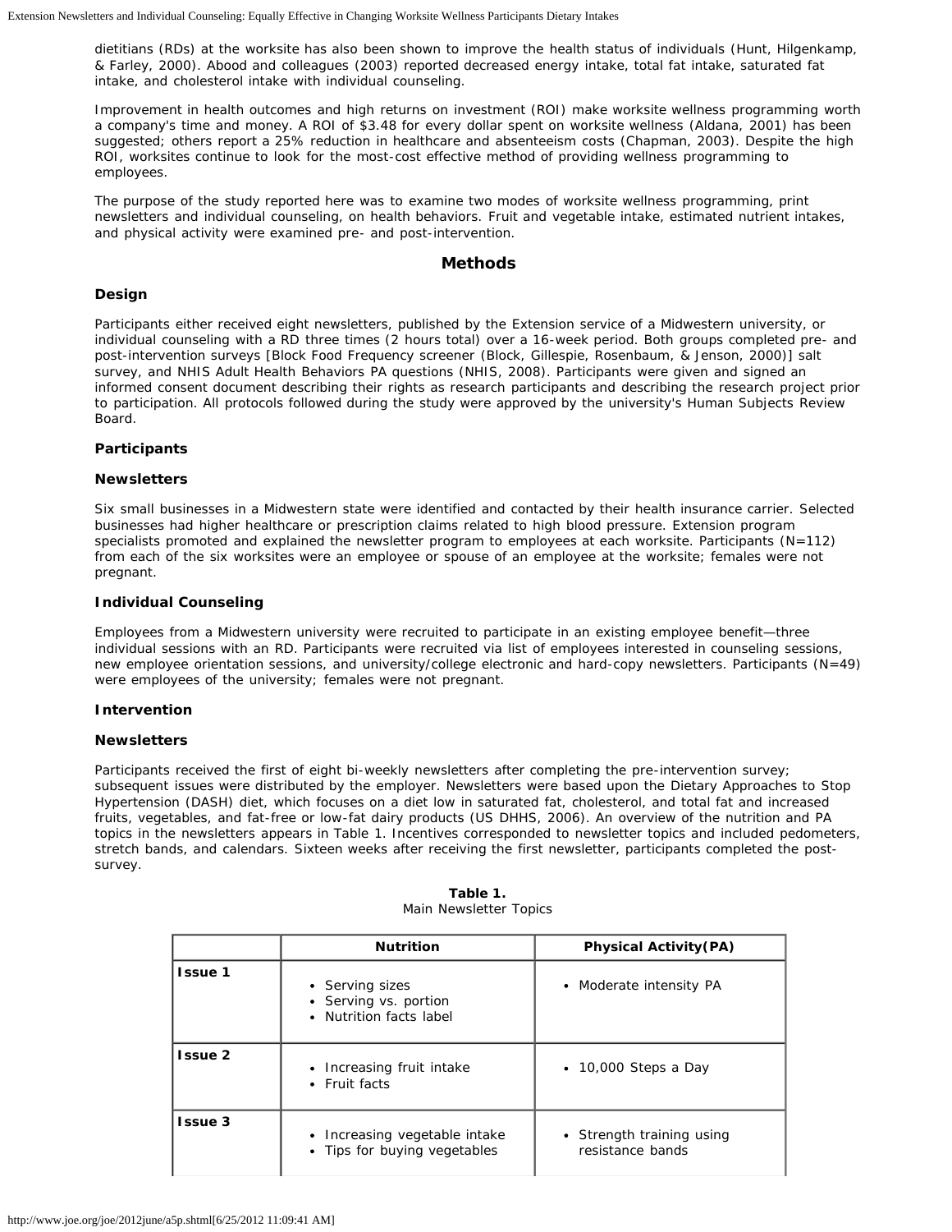dietitians (RDs) at the worksite has also been shown to improve the health status of individuals (Hunt, Hilgenkamp, & Farley, 2000). Abood and colleagues (2003) reported decreased energy intake, total fat intake, saturated fat intake, and cholesterol intake with individual counseling.

Improvement in health outcomes and high returns on investment (ROI) make worksite wellness programming worth a company's time and money. A ROI of $3.48 for every dollar spent on worksite wellness (Aldana, 2001) has been suggested; others report a 25% reduction in healthcare and absenteeism costs (Chapman, 2003). Despite the high ROI, worksites continue to look for the most-cost effective method of providing wellness programming to employees.

The purpose of the study reported here was to examine two modes of worksite wellness programming, print newsletters and individual counseling, on health behaviors. Fruit and vegetable intake, estimated nutrient intakes, and physical activity were examined pre- and post-intervention.

## Methods

### Design

Participants either received eight newsletters, published by the Extension service of a Midwestern university, or individual counseling with a RD three times (2 hours total) over a 16-week period. Both groups completed pre- and post-intervention surveys [Block Food Frequency screener (Block, Gillespie, Rosenbaum, & Jenson, 2000)] salt survey, and NHIS Adult Health Behaviors PA questions (NHIS, 2008). Participants were given and signed an informed consent document describing their rights as research participants and describing the research project prior to participation. All protocols followed during the study were approved by the university's Human Subjects Review Board.

### Participants

#### Newsletters

Six small businesses in a Midwestern state were identified and contacted by their health insurance carrier. Selected businesses had higher healthcare or prescription claims related to high blood pressure. Extension program specialists promoted and explained the newsletter program to employees at each worksite. Participants (N=112) from each of the six worksites were an employee or spouse of an employee at the worksite; females were not pregnant.

#### Individual Counseling

Employees from a Midwestern university were recruited to participate in an existing employee benefit—three individual sessions with an RD. Participants were recruited via list of employees interested in counseling sessions, new employee orientation sessions, and university/college electronic and hard-copy newsletters. Participants (N=49) were employees of the university; females were not pregnant.

### Intervention

#### Newsletters

Participants received the first of eight bi-weekly newsletters after completing the pre-intervention survey; subsequent issues were distributed by the employer. Newsletters were based upon the Dietary Approaches to Stop Hypertension (DASH) diet, which focuses on a diet low in saturated fat, cholesterol, and total fat and increased fruits, vegetables, and fat-free or low-fat dairy products (US DHHS, 2006). An overview of the nutrition and PA topics in the newsletters appears in Table 1. Incentives corresponded to newsletter topics and included pedometers, stretch bands, and calendars. Sixteen weeks after receiving the first newsletter, participants completed the post-survey.

**Table 1.**
Main Newsletter Topics

| | Nutrition | Physical Activity(PA) |
|---|---|---|
| **Issue 1** | • Serving sizes<br>• Serving vs. portion<br>• Nutrition facts label | • Moderate intensity PA |
| **Issue 2** | • Increasing fruit intake<br>• Fruit facts | • 10,000 Steps a Day |
| **Issue 3** | • Increasing vegetable intake<br>• Tips for buying vegetables | • Strength training using resistance bands |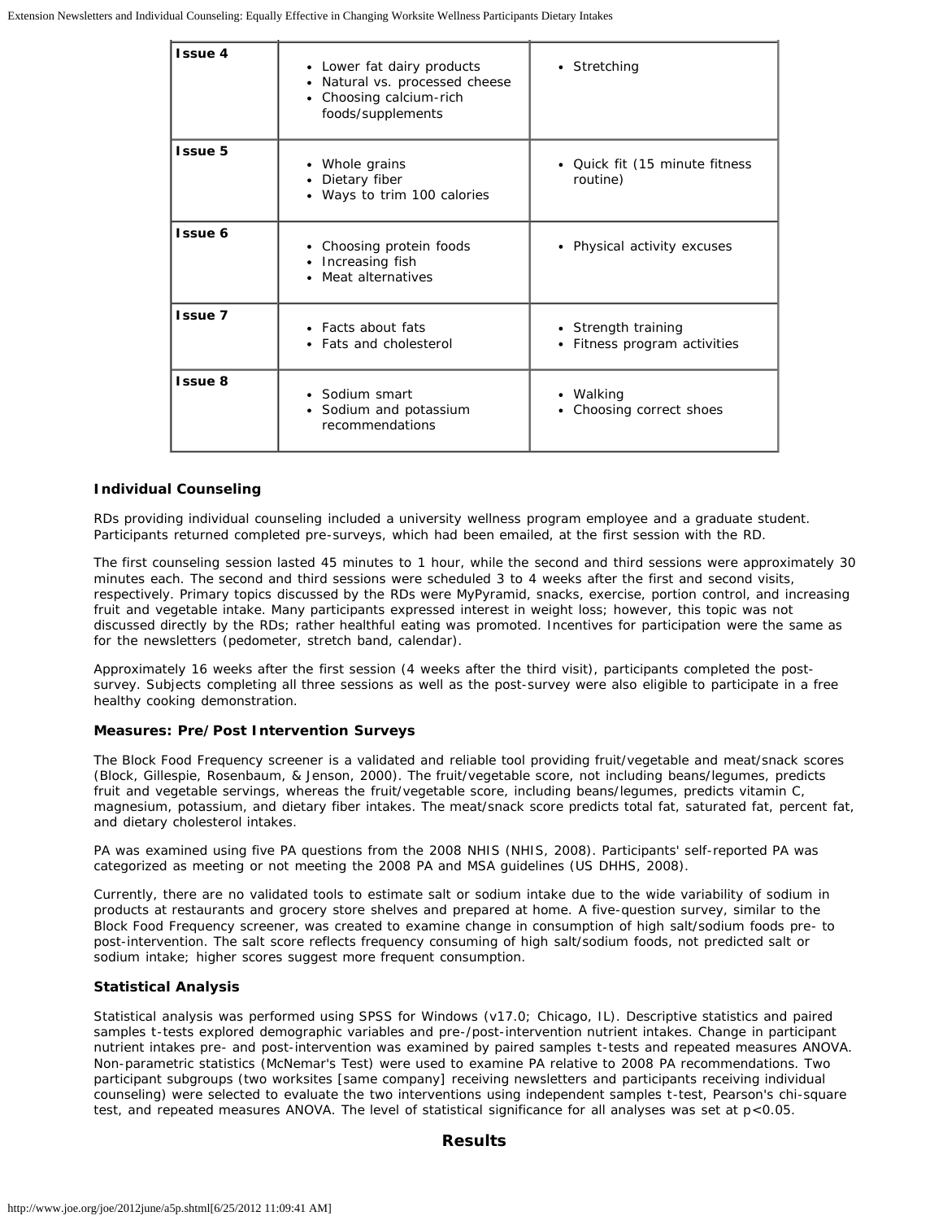| Issue 4 | • Lower fat dairy products<br>• Natural vs. processed cheese<br>• Choosing calcium-rich foods/supplements | • Stretching |
|---|---|---|
| Issue 5 | • Whole grains<br>• Dietary fiber<br>• Ways to trim 100 calories | • Quick fit (15 minute fitness routine) |
| Issue 6 | • Choosing protein foods<br>• Increasing fish<br>• Meat alternatives | • Physical activity excuses |
| Issue 7 | • Facts about fats<br>• Fats and cholesterol | • Strength training<br>• Fitness program activities |
| Issue 8 | • Sodium smart<br>• Sodium and potassium recommendations | • Walking<br>• Choosing correct shoes |

### Individual Counseling

RDs providing individual counseling included a university wellness program employee and a graduate student. Participants returned completed pre-surveys, which had been emailed, at the first session with the RD.

The first counseling session lasted 45 minutes to 1 hour, while the second and third sessions were approximately 30 minutes each. The second and third sessions were scheduled 3 to 4 weeks after the first and second visits, respectively. Primary topics discussed by the RDs were MyPyramid, snacks, exercise, portion control, and increasing fruit and vegetable intake. Many participants expressed interest in weight loss; however, this topic was not discussed directly by the RDs; rather healthful eating was promoted. Incentives for participation were the same as for the newsletters (pedometer, stretch band, calendar).

Approximately 16 weeks after the first session (4 weeks after the third visit), participants completed the post-survey. Subjects completing all three sessions as well as the post-survey were also eligible to participate in a free healthy cooking demonstration.

### Measures: Pre/Post Intervention Surveys

The Block Food Frequency screener is a validated and reliable tool providing fruit/vegetable and meat/snack scores (Block, Gillespie, Rosenbaum, & Jenson, 2000). The fruit/vegetable score, not including beans/legumes, predicts fruit and vegetable servings, whereas the fruit/vegetable score, including beans/legumes, predicts vitamin C, magnesium, potassium, and dietary fiber intakes. The meat/snack score predicts total fat, saturated fat, percent fat, and dietary cholesterol intakes.

PA was examined using five PA questions from the 2008 NHIS (NHIS, 2008). Participants' self-reported PA was categorized as meeting or not meeting the 2008 PA and MSA guidelines (US DHHS, 2008).

Currently, there are no validated tools to estimate salt or sodium intake due to the wide variability of sodium in products at restaurants and grocery store shelves and prepared at home. A five-question survey, similar to the Block Food Frequency screener, was created to examine change in consumption of high salt/sodium foods pre- to post-intervention. The salt score reflects frequency consuming of high salt/sodium foods, not predicted salt or sodium intake; higher scores suggest more frequent consumption.

### Statistical Analysis

Statistical analysis was performed using SPSS for Windows (v17.0; Chicago, IL). Descriptive statistics and paired samples t-tests explored demographic variables and pre-/post-intervention nutrient intakes. Change in participant nutrient intakes pre- and post-intervention was examined by paired samples t-tests and repeated measures ANOVA. Non-parametric statistics (McNemar's Test) were used to examine PA relative to 2008 PA recommendations. Two participant subgroups (two worksites [same company] receiving newsletters and participants receiving individual counseling) were selected to evaluate the two interventions using independent samples t-test, Pearson's chi-square test, and repeated measures ANOVA. The level of statistical significance for all analyses was set at $p<0.05$.

## Results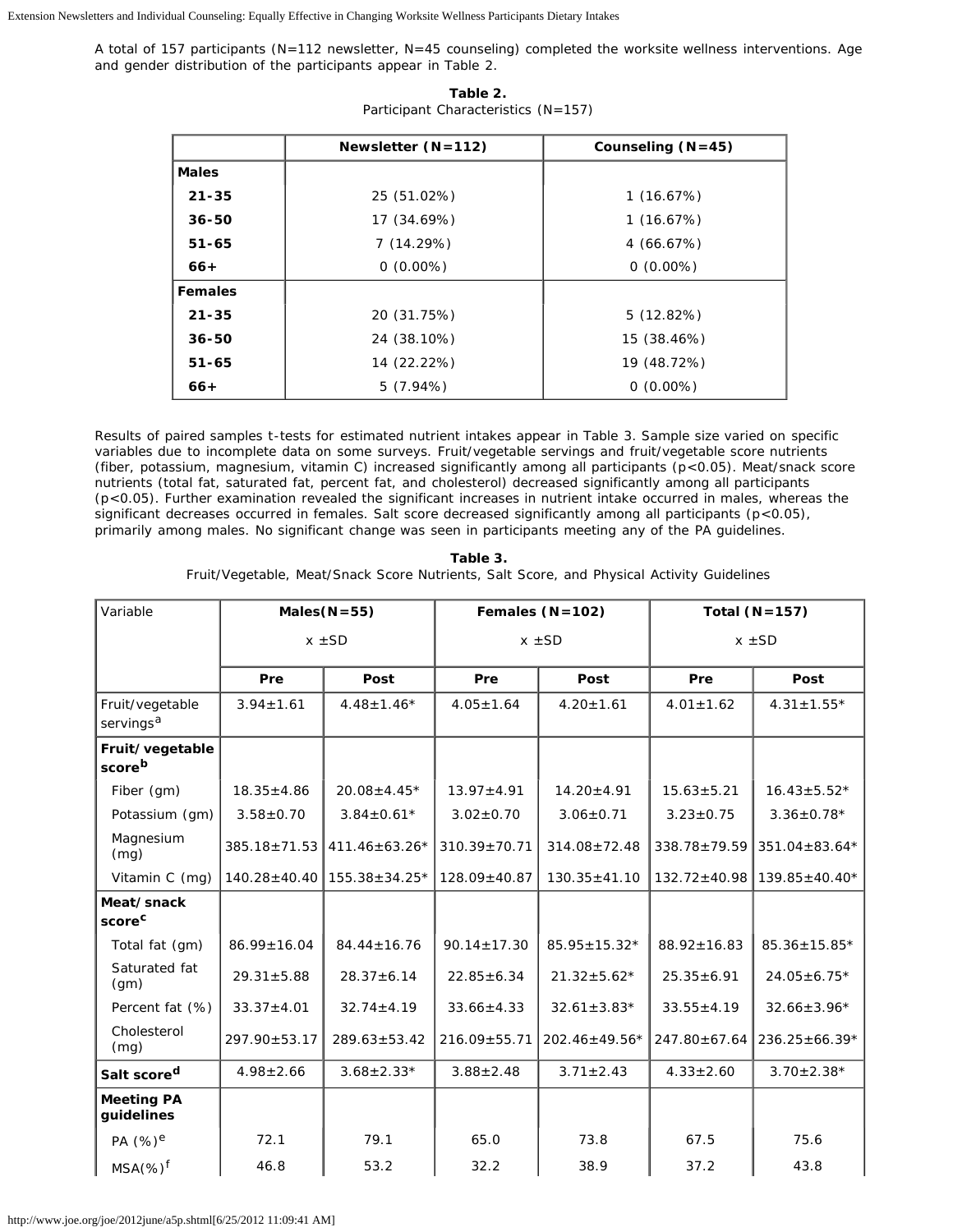A total of 157 participants (N=112 newsletter, N=45 counseling) completed the worksite wellness interventions. Age and gender distribution of the participants appear in Table 2.

**Table 2.**
Participant Characteristics (N=157)

| | Newsletter (N=112) | Counseling (N=45) |
|---|---|---|
| **Males** | | |
| **21-35** | 25 (51.02%) | 1 (16.67%) |
| **36-50** | 17 (34.69%) | 1 (16.67%) |
| **51-65** | 7 (14.29%) | 4 (66.67%) |
| **66+** | 0 (0.00%) | 0 (0.00%) |
| **Females** | | |
| **21-35** | 20 (31.75%) | 5 (12.82%) |
| **36-50** | 24 (38.10%) | 15 (38.46%) |
| **51-65** | 14 (22.22%) | 19 (48.72%) |
| **66+** | 5 (7.94%) | 0 (0.00%) |

Results of paired samples t-tests for estimated nutrient intakes appear in Table 3. Sample size varied on specific variables due to incomplete data on some surveys. Fruit/vegetable servings and fruit/vegetable score nutrients (fiber, potassium, magnesium, vitamin C) increased significantly among all participants ($p<0.05$). Meat/snack score nutrients (total fat, saturated fat, percent fat, and cholesterol) decreased significantly among all participants ($p<0.05$). Further examination revealed the significant increases in nutrient intake occurred in males, whereas the significant decreases occurred in females. Salt score decreased significantly among all participants ($p<0.05$), primarily among males. No significant change was seen in participants meeting any of the PA guidelines.

**Table 3.**
Fruit/Vegetable, Meat/Snack Score Nutrients, Salt Score, and Physical Activity Guidelines

| Variable | **Males(N=55)** x ±SD | | **Females (N=102)** x ±SD | | **Total (N=157)** x ±SD | |
|---|---|---|---|---|---|---|
| | **Pre** | **Post** | **Pre** | **Post** | **Pre** | **Post** |
| Fruit/vegetable servings[a] | 3.94±1.61 | 4.48±1.46* | 4.05±1.64 | 4.20±1.61 | 4.01±1.62 | 4.31±1.55* |
| **Fruit/vegetable score[b]** | | | | | | |
| Fiber (gm) | 18.35±4.86 | 20.08±4.45* | 13.97±4.91 | 14.20±4.91 | 15.63±5.21 | 16.43±5.52* |
| Potassium (gm) | 3.58±0.70 | 3.84±0.61* | 3.02±0.70 | 3.06±0.71 | 3.23±0.75 | 3.36±0.78* |
| Magnesium (mg) | 385.18±71.53 | 411.46±63.26* | 310.39±70.71 | 314.08±72.48 | 338.78±79.59 | 351.04±83.64* |
| Vitamin C (mg) | 140.28±40.40 | 155.38±34.25* | 128.09±40.87 | 130.35±41.10 | 132.72±40.98 | 139.85±40.40* |
| **Meat/snack score[c]** | | | | | | |
| Total fat (gm) | 86.99±16.04 | 84.44±16.76 | 90.14±17.30 | 85.95±15.32* | 88.92±16.83 | 85.36±15.85* |
| Saturated fat (gm) | 29.31±5.88 | 28.37±6.14 | 22.85±6.34 | 21.32±5.62* | 25.35±6.91 | 24.05±6.75* |
| Percent fat (%) | 33.37±4.01 | 32.74±4.19 | 33.66±4.33 | 32.61±3.83* | 33.55±4.19 | 32.66±3.96* |
| Cholesterol (mg) | 297.90±53.17 | 289.63±53.42 | 216.09±55.71 | 202.46±49.56* | 247.80±67.64 | 236.25±66.39* |
| **Salt score[d]** | 4.98±2.66 | 3.68±2.33* | 3.88±2.48 | 3.71±2.43 | 4.33±2.60 | 3.70±2.38* |
| **Meeting PA guidelines** | | | | | | |
| PA (%)[e] | 72.1 | 79.1 | 65.0 | 73.8 | 67.5 | 75.6 |
| MSA(%)[f] | 46.8 | 53.2 | 32.2 | 38.9 | 37.2 | 43.8 |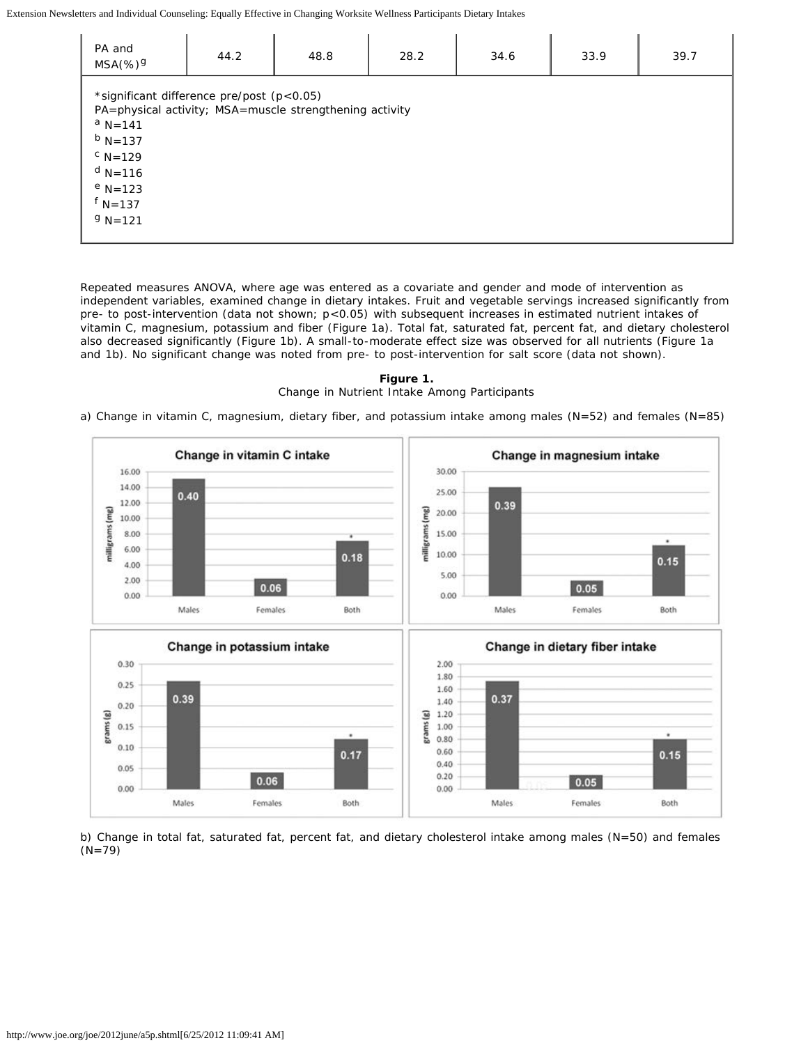| PA and MSA(%)[g] | 44.2 | 48.8 | 28.2 | 34.6 | 33.9 | 39.7 |
|---|---|---|---|---|---|---|

*significant difference pre/post ($p<0.05$)
PA=physical activity; MSA=muscle strengthening activity
[a] N=141
[b] N=137
[c] N=129
[d] N=116
[e] N=123
[f] N=137
[g] N=121

Repeated measures ANOVA, where age was entered as a covariate and gender and mode of intervention as independent variables, examined change in dietary intakes. Fruit and vegetable servings increased significantly from pre- to post-intervention (data not shown; $p<0.05$) with subsequent increases in estimated nutrient intakes of vitamin C, magnesium, potassium and fiber (Figure 1a). Total fat, saturated fat, percent fat, and dietary cholesterol also decreased significantly (Figure 1b). A small-to-moderate effect size was observed for all nutrients (Figure 1a and 1b). No significant change was noted from pre- to post-intervention for salt score (data not shown).

**Figure 1.**
Change in Nutrient Intake Among Participants

a) Change in vitamin C, magnesium, dietary fiber, and potassium intake among males (N=52) and females (N=85)

b) Change in total fat, saturated fat, percent fat, and dietary cholesterol intake among males (N=50) and females (N=79)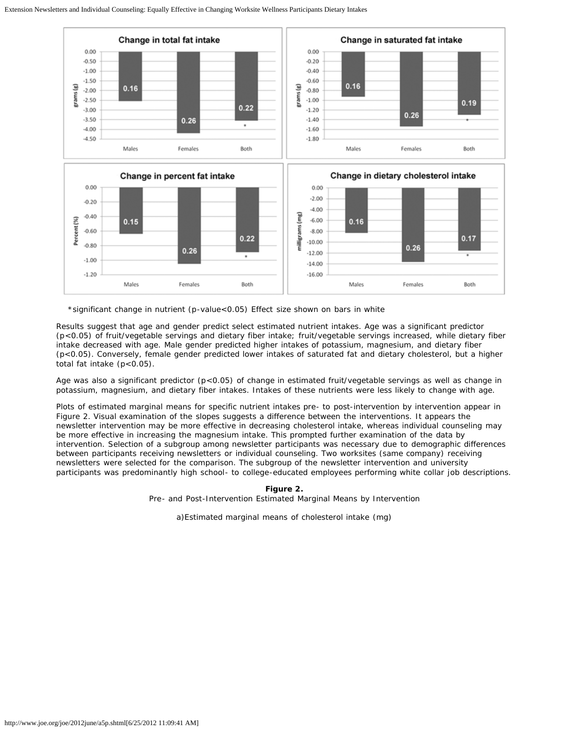*significant change in nutrient (p-value<0.05) Effect size shown on bars in white

Results suggest that age and gender predict select estimated nutrient intakes. Age was a significant predictor ($p<0.05$) of fruit/vegetable servings and dietary fiber intake; fruit/vegetable servings increased, while dietary fiber intake decreased with age. Male gender predicted higher intakes of potassium, magnesium, and dietary fiber ($p<0.05$). Conversely, female gender predicted lower intakes of saturated fat and dietary cholesterol, but a higher total fat intake ($p<0.05$).

Age was also a significant predictor ($p<0.05$) of change in estimated fruit/vegetable servings as well as change in potassium, magnesium, and dietary fiber intakes. Intakes of these nutrients were less likely to change with age.

Plots of estimated marginal means for specific nutrient intakes pre- to post-intervention by intervention appear in Figure 2. Visual examination of the slopes suggests a difference between the interventions. It appears the newsletter intervention may be more effective in decreasing cholesterol intake, whereas individual counseling may be more effective in increasing the magnesium intake. This prompted further examination of the data by intervention. Selection of a subgroup among newsletter participants was necessary due to demographic differences between participants receiving newsletters or individual counseling. Two worksites (same company) receiving newsletters were selected for the comparison. The subgroup of the newsletter intervention and university participants was predominantly high school- to college-educated employees performing white collar job descriptions.

**Figure 2.**
Pre- and Post-Intervention Estimated Marginal Means by Intervention

a) Estimated marginal means of cholesterol intake (mg)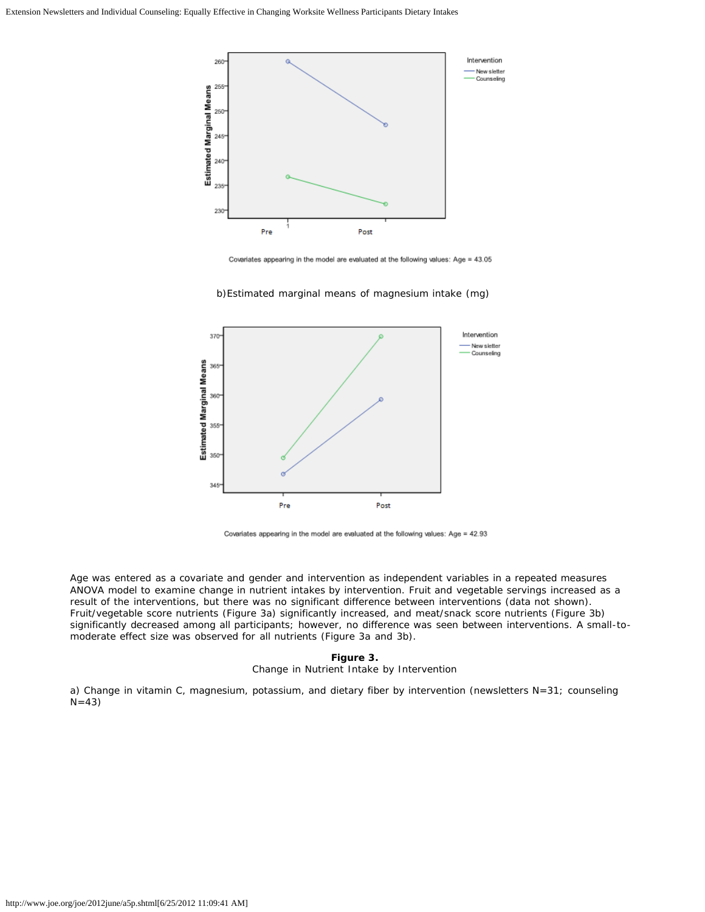Covariates appearing in the model are evaluated at the following values: Age = 43.05

b) Estimated marginal means of magnesium intake (mg)

Covariates appearing in the model are evaluated at the following values: Age = 42.93

Age was entered as a covariate and gender and intervention as independent variables in a repeated measures ANOVA model to examine change in nutrient intakes by intervention. Fruit and vegetable servings increased as a result of the interventions, but there was no significant difference between interventions (data not shown). Fruit/vegetable score nutrients (Figure 3a) significantly increased, and meat/snack score nutrients (Figure 3b) significantly decreased among all participants; however, no difference was seen between interventions. A small-to-moderate effect size was observed for all nutrients (Figure 3a and 3b).

**Figure 3.**
Change in Nutrient Intake by Intervention

a) Change in vitamin C, magnesium, potassium, and dietary fiber by intervention (newsletters N=31; counseling N=43)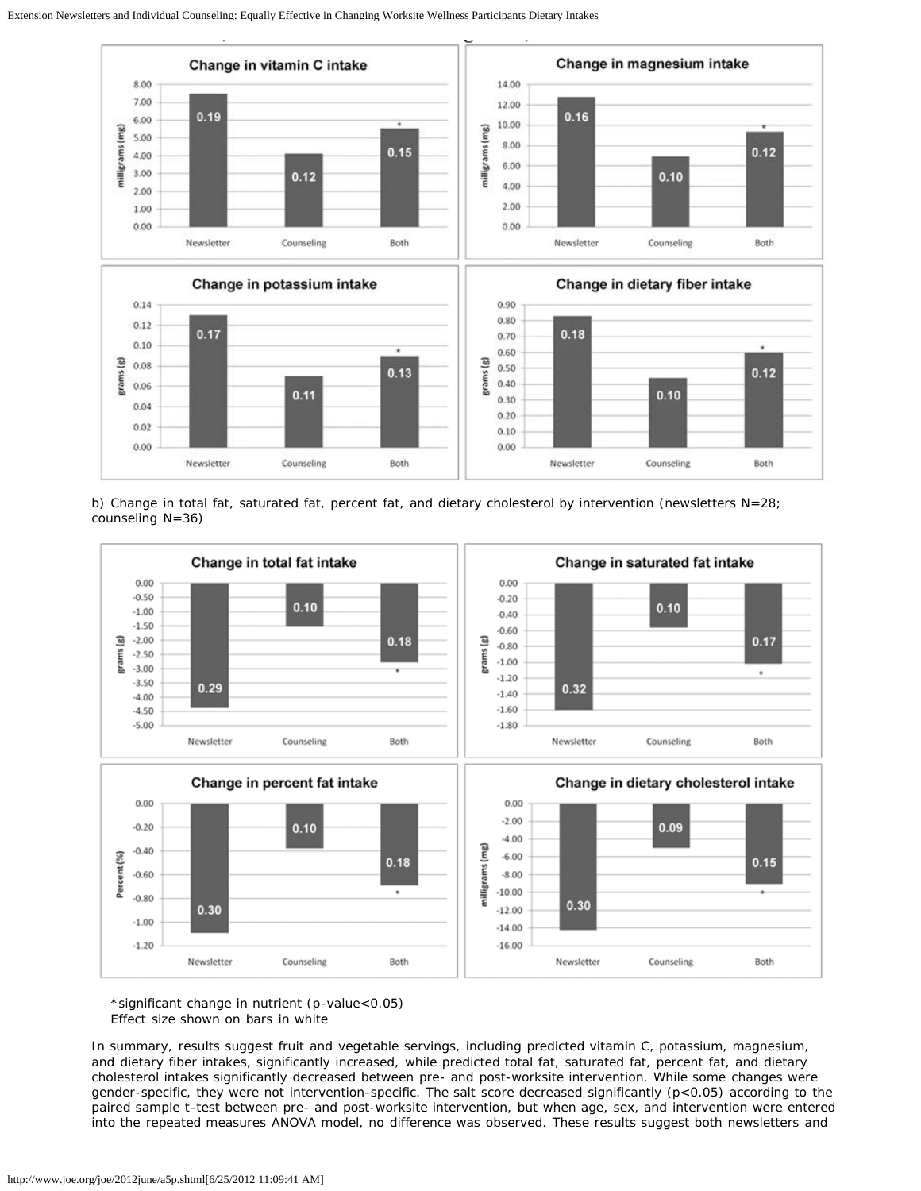b) Change in total fat, saturated fat, percent fat, and dietary cholesterol by intervention (newsletters N=28; counseling N=36)

*significant change in nutrient (p-value<0.05)
Effect size shown on bars in white

In summary, results suggest fruit and vegetable servings, including predicted vitamin C, potassium, magnesium, and dietary fiber intakes, significantly increased, while predicted total fat, saturated fat, percent fat, and dietary cholesterol intakes significantly decreased between pre- and post-worksite intervention. While some changes were gender-specific, they were not intervention-specific. The salt score decreased significantly ($p<0.05$) according to the paired sample t-test between pre- and post-worksite intervention, but when age, sex, and intervention were entered into the repeated measures ANOVA model, no difference was observed. These results suggest both newsletters and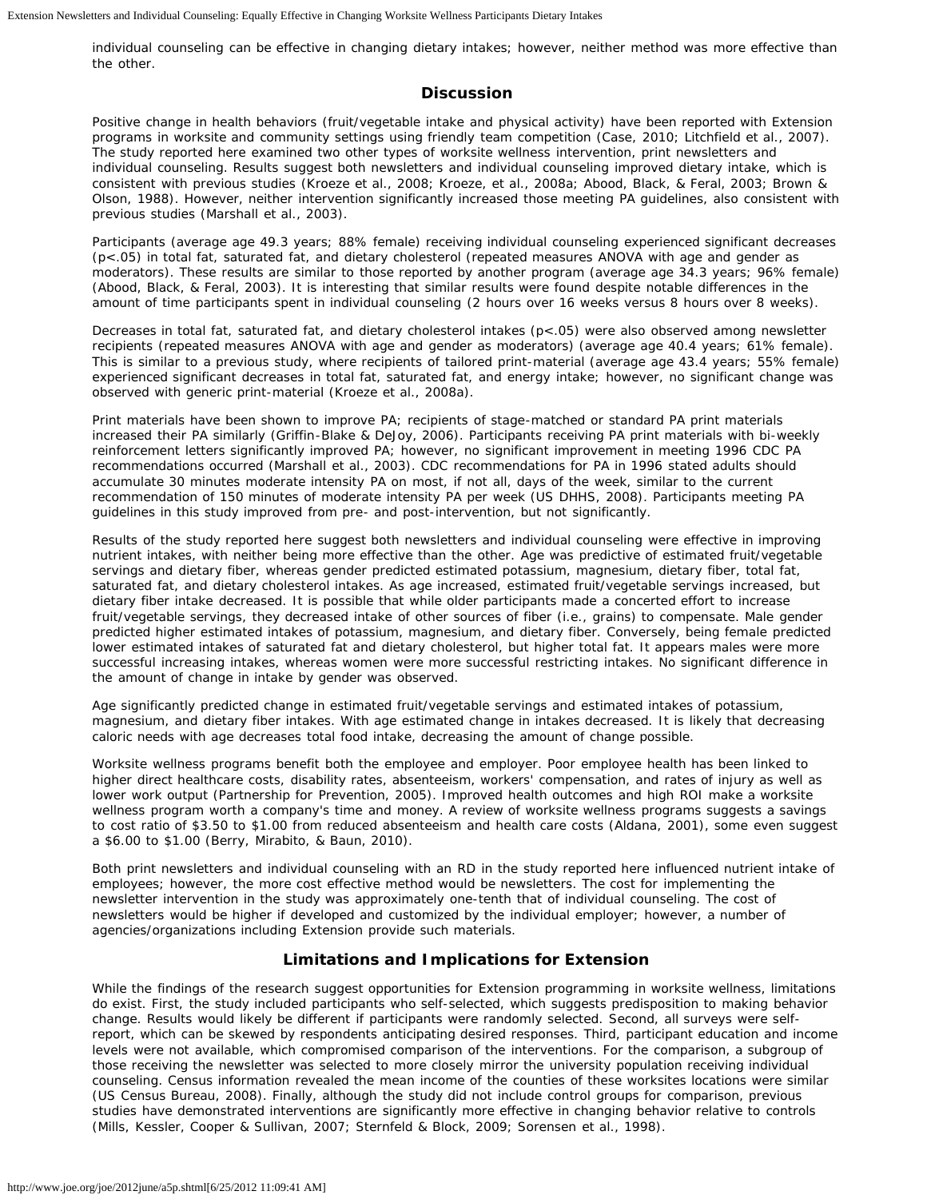individual counseling can be effective in changing dietary intakes; however, neither method was more effective than the other.

## Discussion

Positive change in health behaviors (fruit/vegetable intake and physical activity) have been reported with Extension programs in worksite and community settings using friendly team competition (Case, 2010; Litchfield et al., 2007). The study reported here examined two other types of worksite wellness intervention, print newsletters and individual counseling. Results suggest both newsletters and individual counseling improved dietary intake, which is consistent with previous studies (Kroeze et al., 2008; Kroeze, et al., 2008a; Abood, Black, & Feral, 2003; Brown & Olson, 1988). However, neither intervention significantly increased those meeting PA guidelines, also consistent with previous studies (Marshall et al., 2003).

Participants (average age 49.3 years; 88% female) receiving individual counseling experienced significant decreases ($p<.05$) in total fat, saturated fat, and dietary cholesterol (repeated measures ANOVA with age and gender as moderators). These results are similar to those reported by another program (average age 34.3 years; 96% female) (Abood, Black, & Feral, 2003). It is interesting that similar results were found despite notable differences in the amount of time participants spent in individual counseling (2 hours over 16 weeks versus 8 hours over 8 weeks).

Decreases in total fat, saturated fat, and dietary cholesterol intakes ($p<.05$) were also observed among newsletter recipients (repeated measures ANOVA with age and gender as moderators) (average age 40.4 years; 61% female). This is similar to a previous study, where recipients of tailored print-material (average age 43.4 years; 55% female) experienced significant decreases in total fat, saturated fat, and energy intake; however, no significant change was observed with generic print-material (Kroeze et al., 2008a).

Print materials have been shown to improve PA; recipients of stage-matched or standard PA print materials increased their PA similarly (Griffin-Blake & DeJoy, 2006). Participants receiving PA print materials with bi-weekly reinforcement letters significantly improved PA; however, no significant improvement in meeting 1996 CDC PA recommendations occurred (Marshall et al., 2003). CDC recommendations for PA in 1996 stated adults should accumulate 30 minutes moderate intensity PA on most, if not all, days of the week, similar to the current recommendation of 150 minutes of moderate intensity PA per week (US DHHS, 2008). Participants meeting PA guidelines in this study improved from pre- and post-intervention, but not significantly.

Results of the study reported here suggest both newsletters and individual counseling were effective in improving nutrient intakes, with neither being more effective than the other. Age was predictive of estimated fruit/vegetable servings and dietary fiber, whereas gender predicted estimated potassium, magnesium, dietary fiber, total fat, saturated fat, and dietary cholesterol intakes. As age increased, estimated fruit/vegetable servings increased, but dietary fiber intake decreased. It is possible that while older participants made a concerted effort to increase fruit/vegetable servings, they decreased intake of other sources of fiber (i.e., grains) to compensate. Male gender predicted higher estimated intakes of potassium, magnesium, and dietary fiber. Conversely, being female predicted lower estimated intakes of saturated fat and dietary cholesterol, but higher total fat. It appears males were more successful increasing intakes, whereas women were more successful restricting intakes. No significant difference in the amount of change in intake by gender was observed.

Age significantly predicted change in estimated fruit/vegetable servings and estimated intakes of potassium, magnesium, and dietary fiber intakes. With age estimated change in intakes decreased. It is likely that decreasing caloric needs with age decreases total food intake, decreasing the amount of change possible.

Worksite wellness programs benefit both the employee and employer. Poor employee health has been linked to higher direct healthcare costs, disability rates, absenteeism, workers' compensation, and rates of injury as well as lower work output (Partnership for Prevention, 2005). Improved health outcomes and high ROI make a worksite wellness program worth a company's time and money. A review of worksite wellness programs suggests a savings to cost ratio of \$3.50 to \$1.00 from reduced absenteeism and health care costs (Aldana, 2001), some even suggest a \$6.00 to \$1.00 (Berry, Mirabito, & Baun, 2010).

Both print newsletters and individual counseling with an RD in the study reported here influenced nutrient intake of employees; however, the more cost effective method would be newsletters. The cost for implementing the newsletter intervention in the study was approximately one-tenth that of individual counseling. The cost of newsletters would be higher if developed and customized by the individual employer; however, a number of agencies/organizations including Extension provide such materials.

## Limitations and Implications for Extension

While the findings of the research suggest opportunities for Extension programming in worksite wellness, limitations do exist. First, the study included participants who self-selected, which suggests predisposition to making behavior change. Results would likely be different if participants were randomly selected. Second, all surveys were self-report, which can be skewed by respondents anticipating desired responses. Third, participant education and income levels were not available, which compromised comparison of the interventions. For the comparison, a subgroup of those receiving the newsletter was selected to more closely mirror the university population receiving individual counseling. Census information revealed the mean income of the counties of these worksites locations were similar (US Census Bureau, 2008). Finally, although the study did not include control groups for comparison, previous studies have demonstrated interventions are significantly more effective in changing behavior relative to controls (Mills, Kessler, Cooper & Sullivan, 2007; Sternfeld & Block, 2009; Sorensen et al., 1998).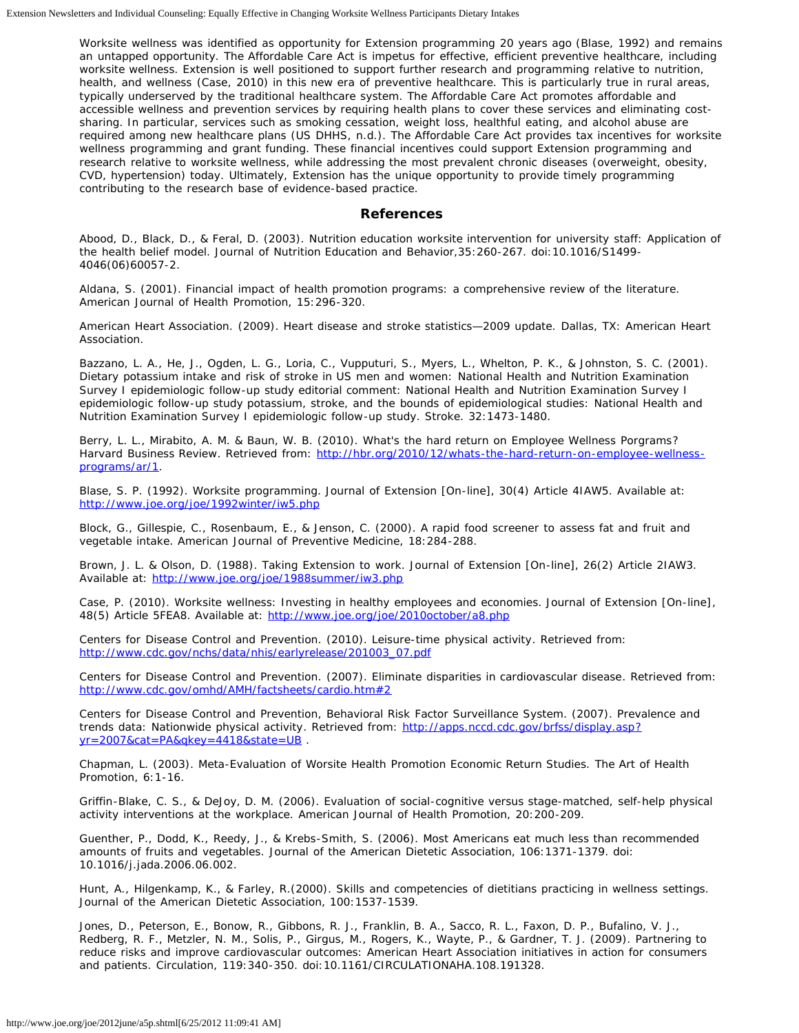Worksite wellness was identified as opportunity for Extension programming 20 years ago (Blase, 1992) and remains an untapped opportunity. The Affordable Care Act is impetus for effective, efficient preventive healthcare, including worksite wellness. Extension is well positioned to support further research and programming relative to nutrition, health, and wellness (Case, 2010) in this new era of preventive healthcare. This is particularly true in rural areas, typically underserved by the traditional healthcare system. The Affordable Care Act promotes affordable and accessible wellness and prevention services by requiring health plans to cover these services and eliminating cost-sharing. In particular, services such as smoking cessation, weight loss, healthful eating, and alcohol abuse are required among new healthcare plans (US DHHS, n.d.). The Affordable Care Act provides tax incentives for worksite wellness programming and grant funding. These financial incentives could support Extension programming and research relative to worksite wellness, while addressing the most prevalent chronic diseases (overweight, obesity, CVD, hypertension) today. Ultimately, Extension has the unique opportunity to provide timely programming contributing to the research base of evidence-based practice.

## References

Abood, D., Black, D., & Feral, D. (2003). Nutrition education worksite intervention for university staff: Application of the health belief model. Journal of Nutrition Education and Behavior,35:260-267. doi:10.1016/S1499-4046(06)60057-2.

Aldana, S. (2001). Financial impact of health promotion programs: a comprehensive review of the literature. American Journal of Health Promotion, 15:296-320.

American Heart Association. (2009). Heart disease and stroke statistics—2009 update. Dallas, TX: American Heart Association.

Bazzano, L. A., He, J., Ogden, L. G., Loria, C., Vupputuri, S., Myers, L., Whelton, P. K., & Johnston, S. C. (2001). Dietary potassium intake and risk of stroke in US men and women: National Health and Nutrition Examination Survey I epidemiologic follow-up study editorial comment: National Health and Nutrition Examination Survey I epidemiologic follow-up study potassium, stroke, and the bounds of epidemiological studies: National Health and Nutrition Examination Survey I epidemiologic follow-up study. Stroke. 32:1473-1480.

Berry, L. L., Mirabito, A. M. & Baun, W. B. (2010). What's the hard return on Employee Wellness Porgrams? Harvard Business Review. Retrieved from: http://hbr.org/2010/12/whats-the-hard-return-on-employee-wellness-programs/ar/1.

Blase, S. P. (1992). Worksite programming. Journal of Extension [On-line], 30(4) Article 4IAW5. Available at: http://www.joe.org/joe/1992winter/iw5.php

Block, G., Gillespie, C., Rosenbaum, E., & Jenson, C. (2000). A rapid food screener to assess fat and fruit and vegetable intake. American Journal of Preventive Medicine, 18:284-288.

Brown, J. L. & Olson, D. (1988). Taking Extension to work. Journal of Extension [On-line], 26(2) Article 2IAW3. Available at: http://www.joe.org/joe/1988summer/iw3.php

Case, P. (2010). Worksite wellness: Investing in healthy employees and economies. Journal of Extension [On-line], 48(5) Article 5FEA8. Available at: http://www.joe.org/joe/2010october/a8.php

Centers for Disease Control and Prevention. (2010). Leisure-time physical activity. Retrieved from: http://www.cdc.gov/nchs/data/nhis/earlyrelease/201003_07.pdf

Centers for Disease Control and Prevention. (2007). Eliminate disparities in cardiovascular disease. Retrieved from: http://www.cdc.gov/omhd/AMH/factsheets/cardio.htm#2

Centers for Disease Control and Prevention, Behavioral Risk Factor Surveillance System. (2007). Prevalence and trends data: Nationwide physical activity. Retrieved from: http://apps.nccd.cdc.gov/brfss/display.asp?yr=2007&cat=PA&qkey=4418&state=UB .

Chapman, L. (2003). Meta-Evaluation of Worsite Health Promotion Economic Return Studies. The Art of Health Promotion, 6:1-16.

Griffin-Blake, C. S., & DeJoy, D. M. (2006). Evaluation of social-cognitive versus stage-matched, self-help physical activity interventions at the workplace. American Journal of Health Promotion, 20:200-209.

Guenther, P., Dodd, K., Reedy, J., & Krebs-Smith, S. (2006). Most Americans eat much less than recommended amounts of fruits and vegetables. Journal of the American Dietetic Association, 106:1371-1379. doi: 10.1016/j.jada.2006.06.002.

Hunt, A., Hilgenkamp, K., & Farley, R.(2000). Skills and competencies of dietitians practicing in wellness settings. Journal of the American Dietetic Association, 100:1537-1539.

Jones, D., Peterson, E., Bonow, R., Gibbons, R. J., Franklin, B. A., Sacco, R. L., Faxon, D. P., Bufalino, V. J., Redberg, R. F., Metzler, N. M., Solis, P., Girgus, M., Rogers, K., Wayte, P., & Gardner, T. J. (2009). Partnering to reduce risks and improve cardiovascular outcomes: American Heart Association initiatives in action for consumers and patients. Circulation, 119:340-350. doi:10.1161/CIRCULATIONAHA.108.191328.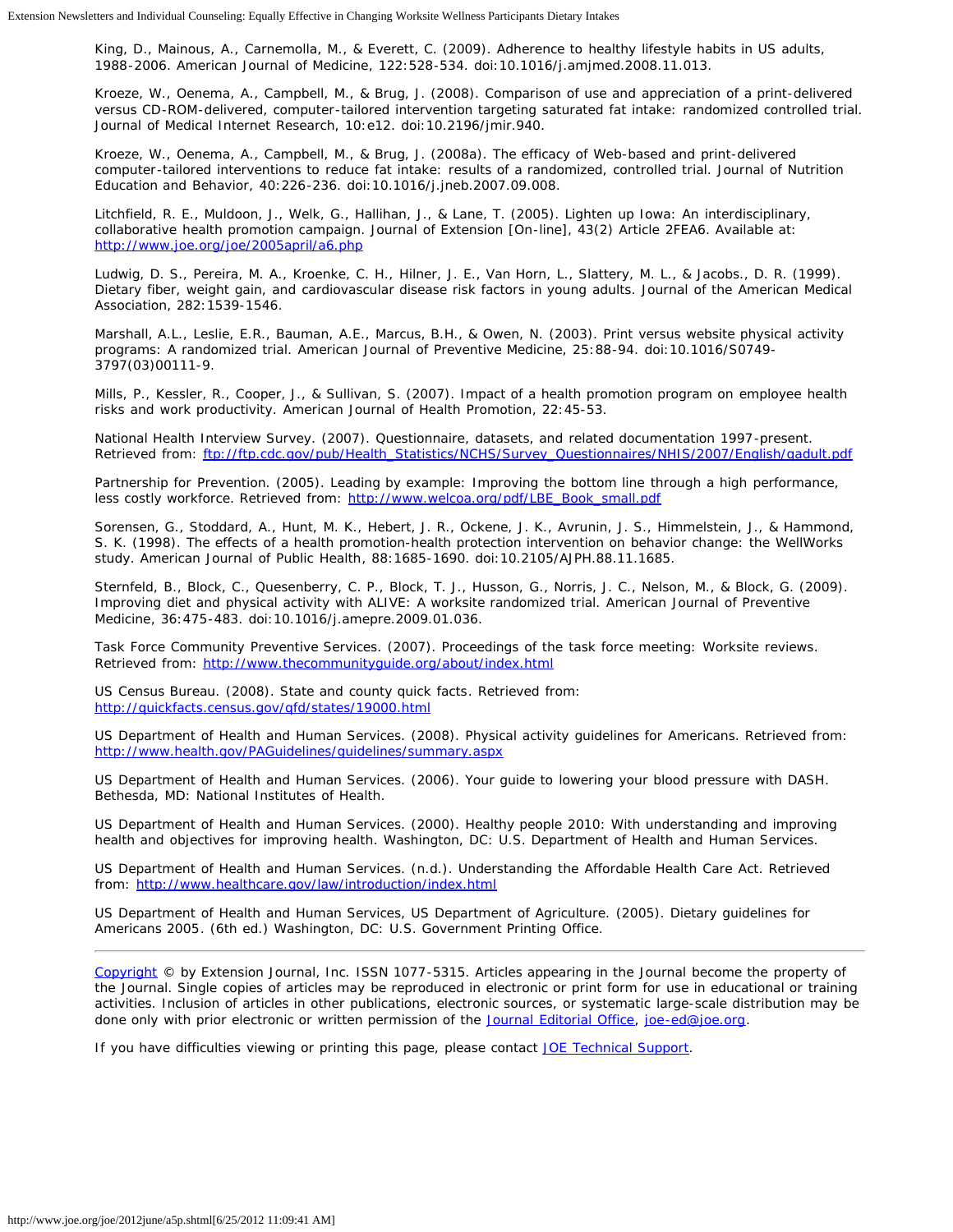King, D., Mainous, A., Carnemolla, M., & Everett, C. (2009). Adherence to healthy lifestyle habits in US adults, 1988-2006. American Journal of Medicine, 122:528-534. doi:10.1016/j.amjmed.2008.11.013.

Kroeze, W., Oenema, A., Campbell, M., & Brug, J. (2008). Comparison of use and appreciation of a print-delivered versus CD-ROM-delivered, computer-tailored intervention targeting saturated fat intake: randomized controlled trial. Journal of Medical Internet Research, 10:e12. doi:10.2196/jmir.940.

Kroeze, W., Oenema, A., Campbell, M., & Brug, J. (2008a). The efficacy of Web-based and print-delivered computer-tailored interventions to reduce fat intake: results of a randomized, controlled trial. Journal of Nutrition Education and Behavior, 40:226-236. doi:10.1016/j.jneb.2007.09.008.

Litchfield, R. E., Muldoon, J., Welk, G., Hallihan, J., & Lane, T. (2005). Lighten up Iowa: An interdisciplinary, collaborative health promotion campaign. Journal of Extension [On-line], 43(2) Article 2FEA6. Available at: [http://www.joe.org/joe/2005april/a6.php](http://www.joe.org/joe/2005april/a6.php)

Ludwig, D. S., Pereira, M. A., Kroenke, C. H., Hilner, J. E., Van Horn, L., Slattery, M. L., & Jacobs., D. R. (1999). Dietary fiber, weight gain, and cardiovascular disease risk factors in young adults. Journal of the American Medical Association, 282:1539-1546.

Marshall, A.L., Leslie, E.R., Bauman, A.E., Marcus, B.H., & Owen, N. (2003). Print versus website physical activity programs: A randomized trial. American Journal of Preventive Medicine, 25:88-94. doi:10.1016/S0749-3797(03)00111-9.

Mills, P., Kessler, R., Cooper, J., & Sullivan, S. (2007). Impact of a health promotion program on employee health risks and work productivity. American Journal of Health Promotion, 22:45-53.

National Health Interview Survey. (2007). Questionnaire, datasets, and related documentation 1997-present. Retrieved from: [ftp://ftp.cdc.gov/pub/Health_Statistics/NCHS/Survey_Questionnaires/NHIS/2007/English/qadult.pdf](ftp://ftp.cdc.gov/pub/Health_Statistics/NCHS/Survey_Questionnaires/NHIS/2007/English/qadult.pdf)

Partnership for Prevention. (2005). Leading by example: Improving the bottom line through a high performance, less costly workforce. Retrieved from: [http://www.welcoa.org/pdf/LBE_Book_small.pdf](http://www.welcoa.org/pdf/LBE_Book_small.pdf)

Sorensen, G., Stoddard, A., Hunt, M. K., Hebert, J. R., Ockene, J. K., Avrunin, J. S., Himmelstein, J., & Hammond, S. K. (1998). The effects of a health promotion-health protection intervention on behavior change: the WellWorks study. American Journal of Public Health, 88:1685-1690. doi:10.2105/AJPH.88.11.1685.

Sternfeld, B., Block, C., Quesenberry, C. P., Block, T. J., Husson, G., Norris, J. C., Nelson, M., & Block, G. (2009). Improving diet and physical activity with ALIVE: A worksite randomized trial. American Journal of Preventive Medicine, 36:475-483. doi:10.1016/j.amepre.2009.01.036.

Task Force Community Preventive Services. (2007). Proceedings of the task force meeting: Worksite reviews. Retrieved from: [http://www.thecommunityguide.org/about/index.html](http://www.thecommunityguide.org/about/index.html)

US Census Bureau. (2008). State and county quick facts. Retrieved from: [http://quickfacts.census.gov/qfd/states/19000.html](http://quickfacts.census.gov/qfd/states/19000.html)

US Department of Health and Human Services. (2008). Physical activity guidelines for Americans. Retrieved from: [http://www.health.gov/PAGuidelines/guidelines/summary.aspx](http://www.health.gov/PAGuidelines/guidelines/summary.aspx)

US Department of Health and Human Services. (2006). Your guide to lowering your blood pressure with DASH. Bethesda, MD: National Institutes of Health.

US Department of Health and Human Services. (2000). Healthy people 2010: With understanding and improving health and objectives for improving health. Washington, DC: U.S. Department of Health and Human Services.

US Department of Health and Human Services. (n.d.). Understanding the Affordable Health Care Act. Retrieved from: [http://www.healthcare.gov/law/introduction/index.html](http://www.healthcare.gov/law/introduction/index.html)

US Department of Health and Human Services, US Department of Agriculture. (2005). Dietary guidelines for Americans 2005. (6th ed.) Washington, DC: U.S. Government Printing Office.

---

Copyright © by Extension Journal, Inc. ISSN 1077-5315. Articles appearing in the Journal become the property of the Journal. Single copies of articles may be reproduced in electronic or print form for use in educational or training activities. Inclusion of articles in other publications, electronic sources, or systematic large-scale distribution may be done only with prior electronic or written permission of the Journal Editorial Office, joe-ed@joe.org.

If you have difficulties viewing or printing this page, please contact JOE Technical Support.